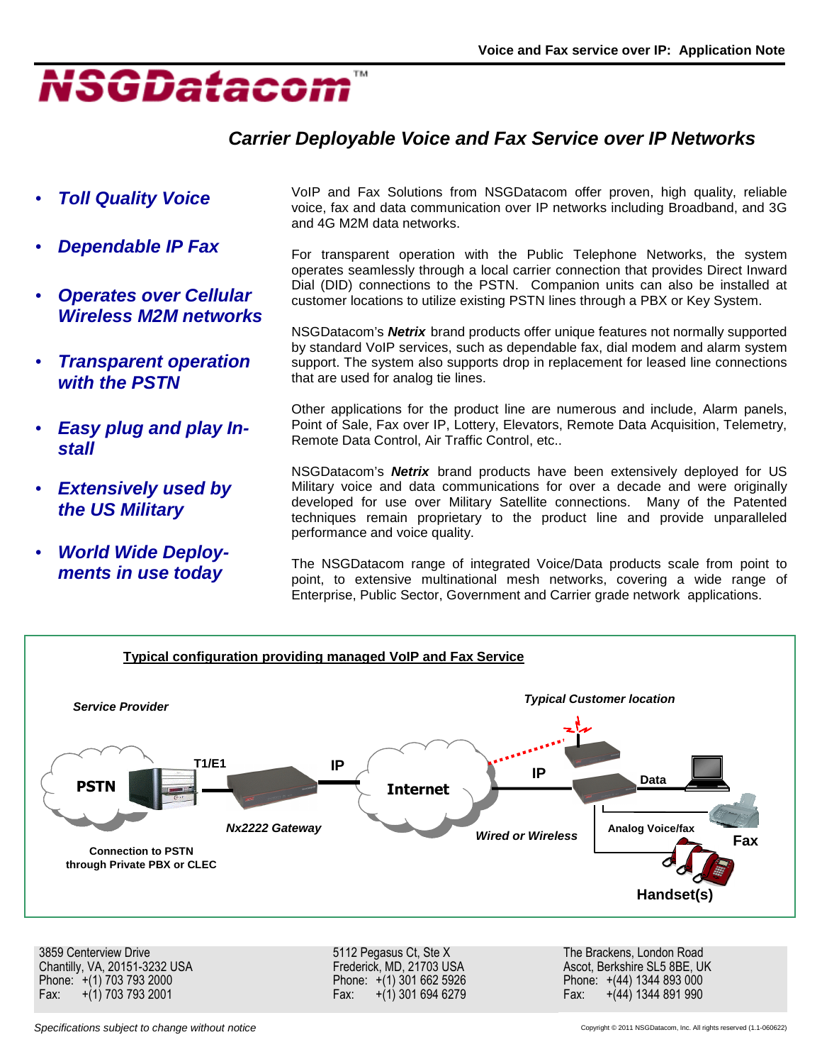Voice and Fax service over IP: Application Note

# NSGDatacom™

## *Carrier Deployable Voice and Fax Service over IP Networks*

- ***Toll Quality Voice***
- ***Dependable IP Fax***
- ***Operates over Cellular Wireless M2M networks***
- ***Transparent operation with the PSTN***
- ***Easy plug and play Install***
- ***Extensively used by the US Military***
- ***World Wide Deployments in use today***

VoIP and Fax Solutions from NSGDatacom offer proven, high quality, reliable voice, fax and data communication over IP networks including Broadband, and 3G and 4G M2M data networks.

For transparent operation with the Public Telephone Networks, the system operates seamlessly through a local carrier connection that provides Direct Inward Dial (DID) connections to the PSTN. Companion units can also be installed at customer locations to utilize existing PSTN lines through a PBX or Key System.

NSGDatacom's ***Netrix*** brand products offer unique features not normally supported by standard VoIP services, such as dependable fax, dial modem and alarm system support. The system also supports drop in replacement for leased line connections that are used for analog tie lines.

Other applications for the product line are numerous and include, Alarm panels, Point of Sale, Fax over IP, Lottery, Elevators, Remote Data Acquisition, Telemetry, Remote Data Control, Air Traffic Control, etc..

NSGDatacom's ***Netrix*** brand products have been extensively deployed for US Military voice and data communications for over a decade and were originally developed for use over Military Satellite connections. Many of the Patented techniques remain proprietary to the product line and provide unparalleled performance and voice quality.

The NSGDatacom range of integrated Voice/Data products scale from point to point, to extensive multinational mesh networks, covering a wide range of Enterprise, Public Sector, Government and Carrier grade network applications.

**Typical configuration providing managed VoIP and Fax Service**

*Service Provider* — PSTN — T1/E1 — *Nx2222 Gateway* — IP — Internet — IP (*Wired or Wireless*) — *Typical Customer location*: Data, Analog Voice/fax, Fax, Handset(s)

**Connection to PSTN through Private PBX or CLEC**

| | | |
|---|---|---|
| 3859 Centerview Drive<br>Chantilly, VA, 20151-3232 USA<br>Phone: +(1) 703 793 2000<br>Fax: +(1) 703 793 2001 | 5112 Pegasus Ct, Ste X<br>Frederick, MD, 21703 USA<br>Phone: +(1) 301 662 5926<br>Fax: +(1) 301 694 6279 | The Brackens, London Road<br>Ascot, Berkshire SL5 8BE, UK<br>Phone: +(44) 1344 893 000<br>Fax: +(44) 1344 891 990 |

*Specifications subject to change without notice*

Copyright © 2011 NSGDatacom, Inc. All rights reserved (1.1-060622)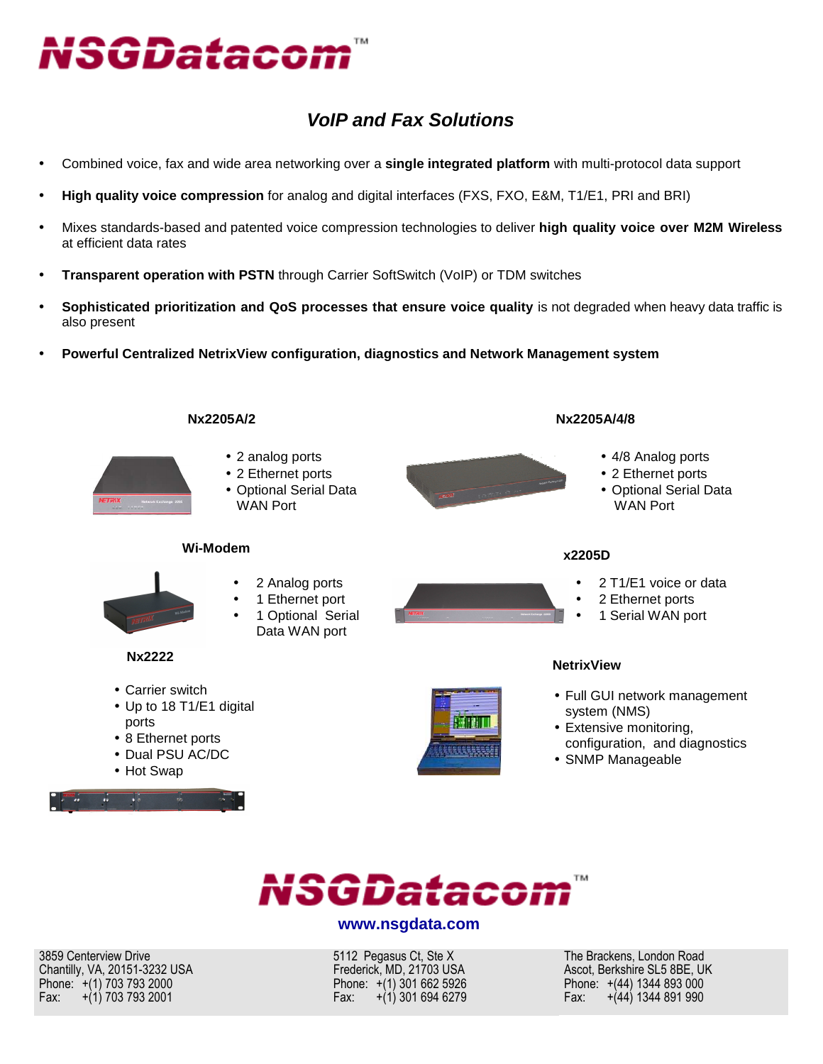# NSGDatacom™

## *VoIP and Fax Solutions*

- Combined voice, fax and wide area networking over a **single integrated platform** with multi-protocol data support
- **High quality voice compression** for analog and digital interfaces (FXS, FXO, E&M, T1/E1, PRI and BRI)
- Mixes standards-based and patented voice compression technologies to deliver **high quality voice over M2M Wireless** at efficient data rates
- **Transparent operation with PSTN** through Carrier SoftSwitch (VoIP) or TDM switches
- **Sophisticated prioritization and QoS processes that ensure voice quality** is not degraded when heavy data traffic is also present
- **Powerful Centralized NetrixView configuration, diagnostics and Network Management system**

### Nx2205A/2

- 2 analog ports
- 2 Ethernet ports
- Optional Serial Data WAN Port

### Nx2205A/4/8

- 4/8 Analog ports
- 2 Ethernet ports
- Optional Serial Data WAN Port

### Wi-Modem

- 2 Analog ports
- 1 Ethernet port
- 1 Optional Serial Data WAN port

### x2205D

- 2 T1/E1 voice or data
- 2 Ethernet ports
- 1 Serial WAN port

### Nx2222

- Carrier switch
- Up to 18 T1/E1 digital ports
- 8 Ethernet ports
- Dual PSU AC/DC
- Hot Swap

### NetrixView

- Full GUI network management system (NMS)
- Extensive monitoring, configuration, and diagnostics
- SNMP Manageable

**NSGDatacom™**

**www.nsgdata.com**

3859 Centerview Drive
Chantilly, VA, 20151-3232 USA
Phone: +(1) 703 793 2000
Fax: +(1) 703 793 2001

5112 Pegasus Ct, Ste X
Frederick, MD, 21703 USA
Phone: +(1) 301 662 5926
Fax: +(1) 301 694 6279

The Brackens, London Road
Ascot, Berkshire SL5 8BE, UK
Phone: +(44) 1344 893 000
Fax: +(44) 1344 891 990